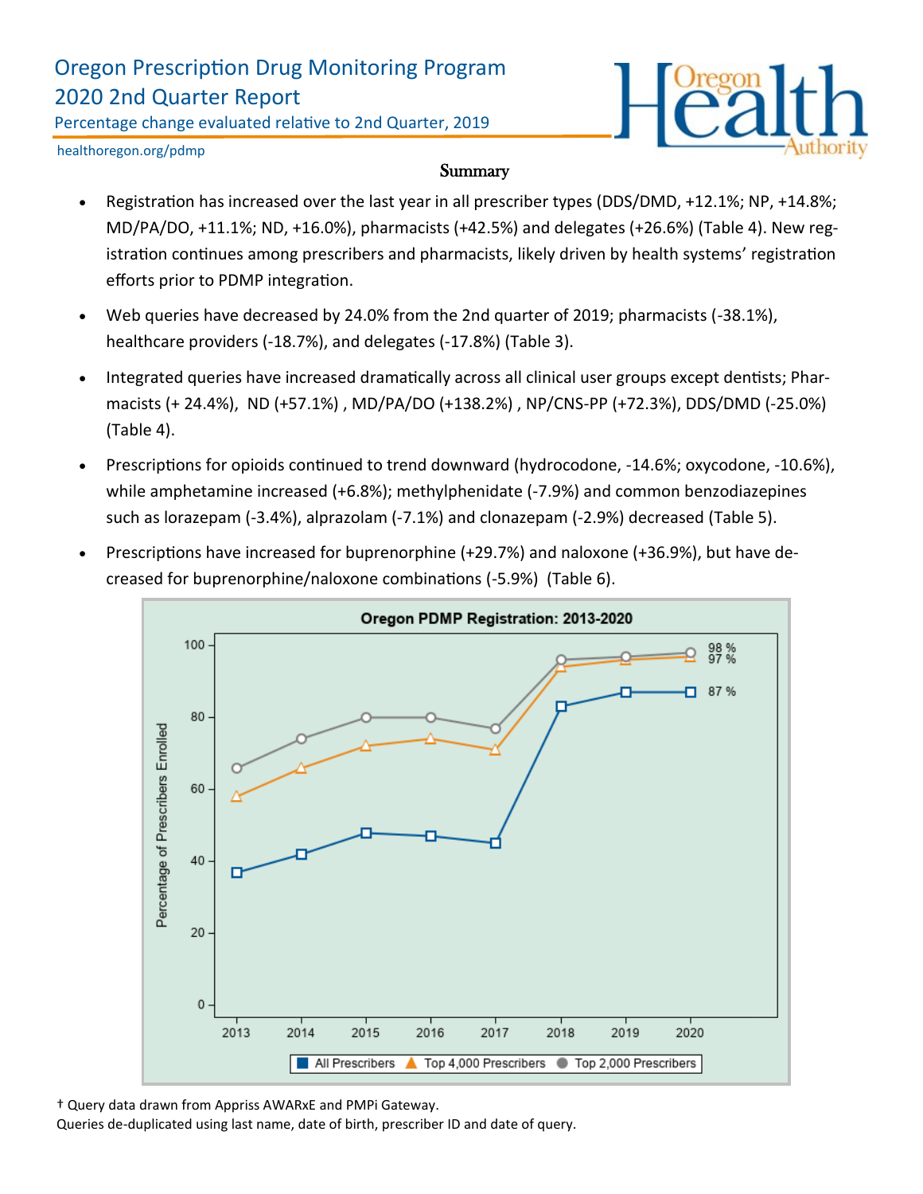# Oregon Prescription Drug Monitoring Program
## 2020 2nd Quarter Report

Percentage change evaluated relative to 2nd Quarter, 2019

healthoregon.org/pdmp

### Summary

- Registration has increased over the last year in all prescriber types (DDS/DMD, +12.1%; NP, +14.8%; MD/PA/DO, +11.1%; ND, +16.0%), pharmacists (+42.5%) and delegates (+26.6%) (Table 4). New registration continues among prescribers and pharmacists, likely driven by health systems' registration efforts prior to PDMP integration.
- Web queries have decreased by 24.0% from the 2nd quarter of 2019; pharmacists (-38.1%), healthcare providers (-18.7%), and delegates (-17.8%) (Table 3).
- Integrated queries have increased dramatically across all clinical user groups except dentists; Pharmacists (+ 24.4%), ND (+57.1%) , MD/PA/DO (+138.2%) , NP/CNS-PP (+72.3%), DDS/DMD (-25.0%) (Table 4).
- Prescriptions for opioids continued to trend downward (hydrocodone, -14.6%; oxycodone, -10.6%), while amphetamine increased (+6.8%); methylphenidate (-7.9%) and common benzodiazepines such as lorazepam (-3.4%), alprazolam (-7.1%) and clonazepam (-2.9%) decreased (Table 5).
- Prescriptions have increased for buprenorphine (+29.7%) and naloxone (+36.9%), but have decreased for buprenorphine/naloxone combinations (-5.9%) (Table 6).

**Oregon PDMP Registration: 2013-2020**

| Year | All Prescribers | Top 4,000 Prescribers | Top 2,000 Prescribers |
|---|---|---|---|
| 2013 | 37 | 58 | 66 |
| 2014 | 42 | 66 | 74 |
| 2015 | 48 | 72 | 80 |
| 2016 | 47 | 74 | 80 |
| 2017 | 45 | 71 | 77 |
| 2018 | 83 | 94 | 96 |
| 2019 | 87 | 96 | 97 |
| 2020 | 87 % | 97 % | 98 % |

Y-axis: Percentage of Prescribers Enrolled

† Query data drawn from Appriss AWARxE and PMPi Gateway.
Queries de-duplicated using last name, date of birth, prescriber ID and date of query.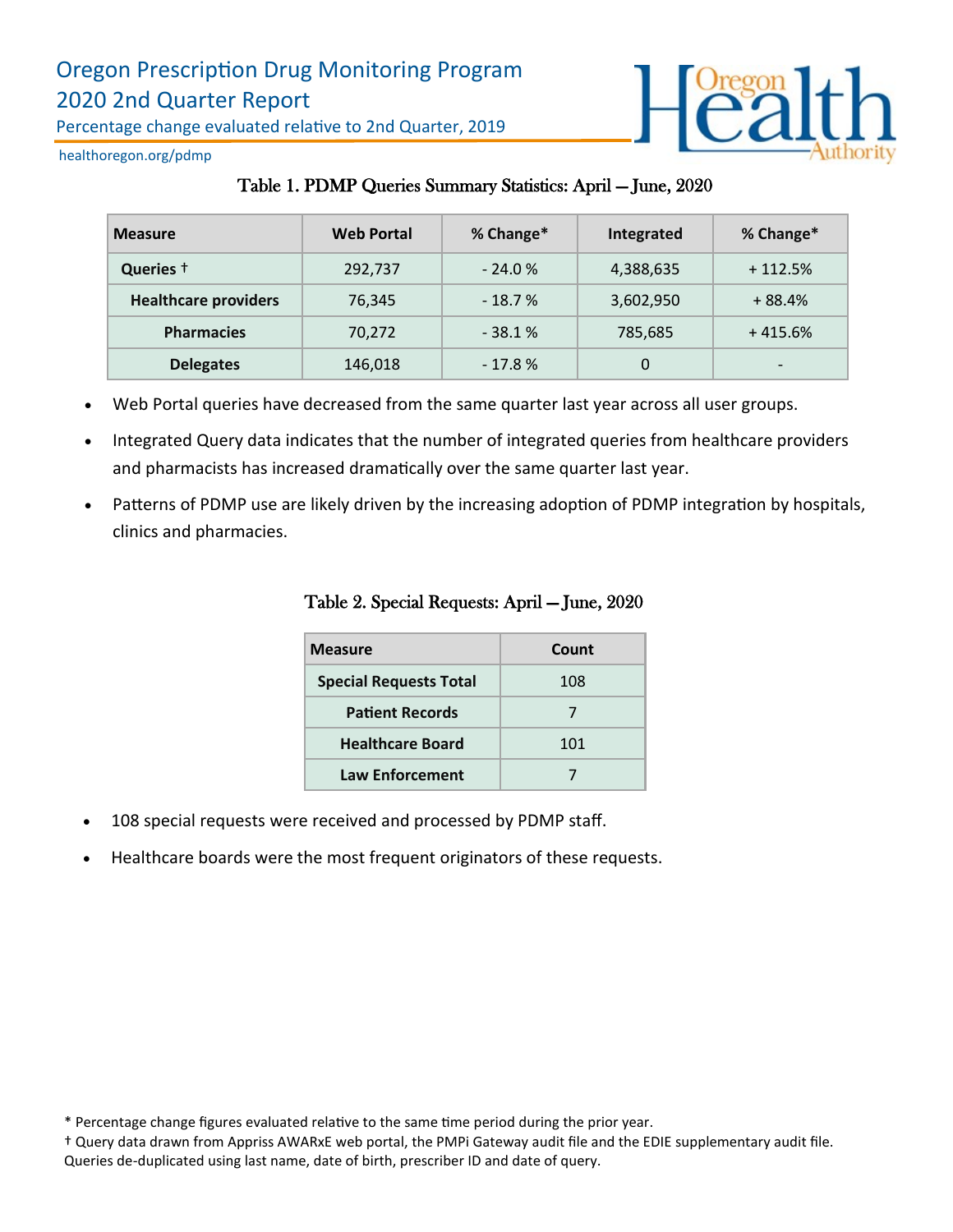# Oregon Prescription Drug Monitoring Program
## 2020 2nd Quarter Report

Percentage change evaluated relative to 2nd Quarter, 2019

healthoregon.org/pdmp

### Table 1. PDMP Queries Summary Statistics: April — June, 2020

| Measure | Web Portal | % Change* | Integrated | % Change* |
|---|---|---|---|---|
| Queries † | 292,737 | - 24.0 % | 4,388,635 | + 112.5% |
| Healthcare providers | 76,345 | - 18.7 % | 3,602,950 | + 88.4% |
| Pharmacies | 70,272 | - 38.1 % | 785,685 | + 415.6% |
| Delegates | 146,018 | - 17.8 % | 0 | - |

- Web Portal queries have decreased from the same quarter last year across all user groups.
- Integrated Query data indicates that the number of integrated queries from healthcare providers and pharmacists has increased dramatically over the same quarter last year.
- Patterns of PDMP use are likely driven by the increasing adoption of PDMP integration by hospitals, clinics and pharmacies.

### Table 2. Special Requests: April — June, 2020

| Measure | Count |
|---|---|
| Special Requests Total | 108 |
| Patient Records | 7 |
| Healthcare Board | 101 |
| Law Enforcement | 7 |

- 108 special requests were received and processed by PDMP staff.
- Healthcare boards were the most frequent originators of these requests.

\* Percentage change figures evaluated relative to the same time period during the prior year.

† Query data drawn from Appriss AWARxE web portal, the PMPi Gateway audit file and the EDIE supplementary audit file. Queries de-duplicated using last name, date of birth, prescriber ID and date of query.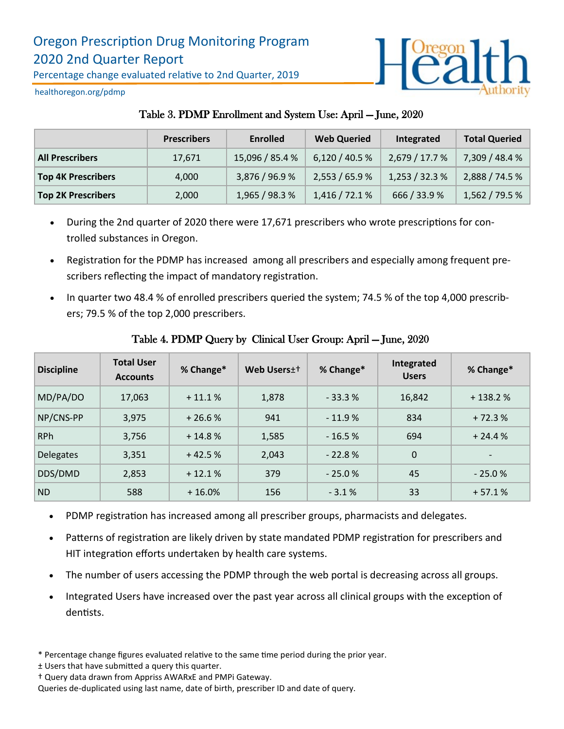# Oregon Prescription Drug Monitoring Program
## 2020 2nd Quarter Report

Percentage change evaluated relative to 2nd Quarter, 2019

healthoregon.org/pdmp

### Table 3. PDMP Enrollment and System Use: April — June, 2020

| | Prescribers | Enrolled | Web Queried | Integrated | Total Queried |
|---|---|---|---|---|---|
| **All Prescribers** | 17,671 | 15,096 / 85.4 % | 6,120 / 40.5 % | 2,679 / 17.7 % | 7,309 / 48.4 % |
| **Top 4K Prescribers** | 4,000 | 3,876 / 96.9 % | 2,553 / 65.9 % | 1,253 / 32.3 % | 2,888 / 74.5 % |
| **Top 2K Prescribers** | 2,000 | 1,965 / 98.3 % | 1,416 / 72.1 % | 666 / 33.9 % | 1,562 / 79.5 % |

- During the 2nd quarter of 2020 there were 17,671 prescribers who wrote prescriptions for controlled substances in Oregon.
- Registration for the PDMP has increased among all prescribers and especially among frequent prescribers reflecting the impact of mandatory registration.
- In quarter two 48.4 % of enrolled prescribers queried the system; 74.5 % of the top 4,000 prescribers; 79.5 % of the top 2,000 prescribers.

### Table 4. PDMP Query by Clinical User Group: April — June, 2020

| Discipline | Total User Accounts | % Change* | Web Users±† | % Change* | Integrated Users | % Change* |
|---|---|---|---|---|---|---|
| MD/PA/DO | 17,063 | + 11.1 % | 1,878 | - 33.3 % | 16,842 | + 138.2 % |
| NP/CNS-PP | 3,975 | + 26.6 % | 941 | - 11.9 % | 834 | + 72.3 % |
| RPh | 3,756 | + 14.8 % | 1,585 | - 16.5 % | 694 | + 24.4 % |
| Delegates | 3,351 | + 42.5 % | 2,043 | - 22.8 % | 0 | - |
| DDS/DMD | 2,853 | + 12.1 % | 379 | - 25.0 % | 45 | - 25.0 % |
| ND | 588 | + 16.0% | 156 | - 3.1 % | 33 | + 57.1 % |

- PDMP registration has increased among all prescriber groups, pharmacists and delegates.
- Patterns of registration are likely driven by state mandated PDMP registration for prescribers and HIT integration efforts undertaken by health care systems.
- The number of users accessing the PDMP through the web portal is decreasing across all groups.
- Integrated Users have increased over the past year across all clinical groups with the exception of dentists.

\* Percentage change figures evaluated relative to the same time period during the prior year.

± Users that have submitted a query this quarter.

† Query data drawn from Appriss AWARxE and PMPi Gateway.

Queries de-duplicated using last name, date of birth, prescriber ID and date of query.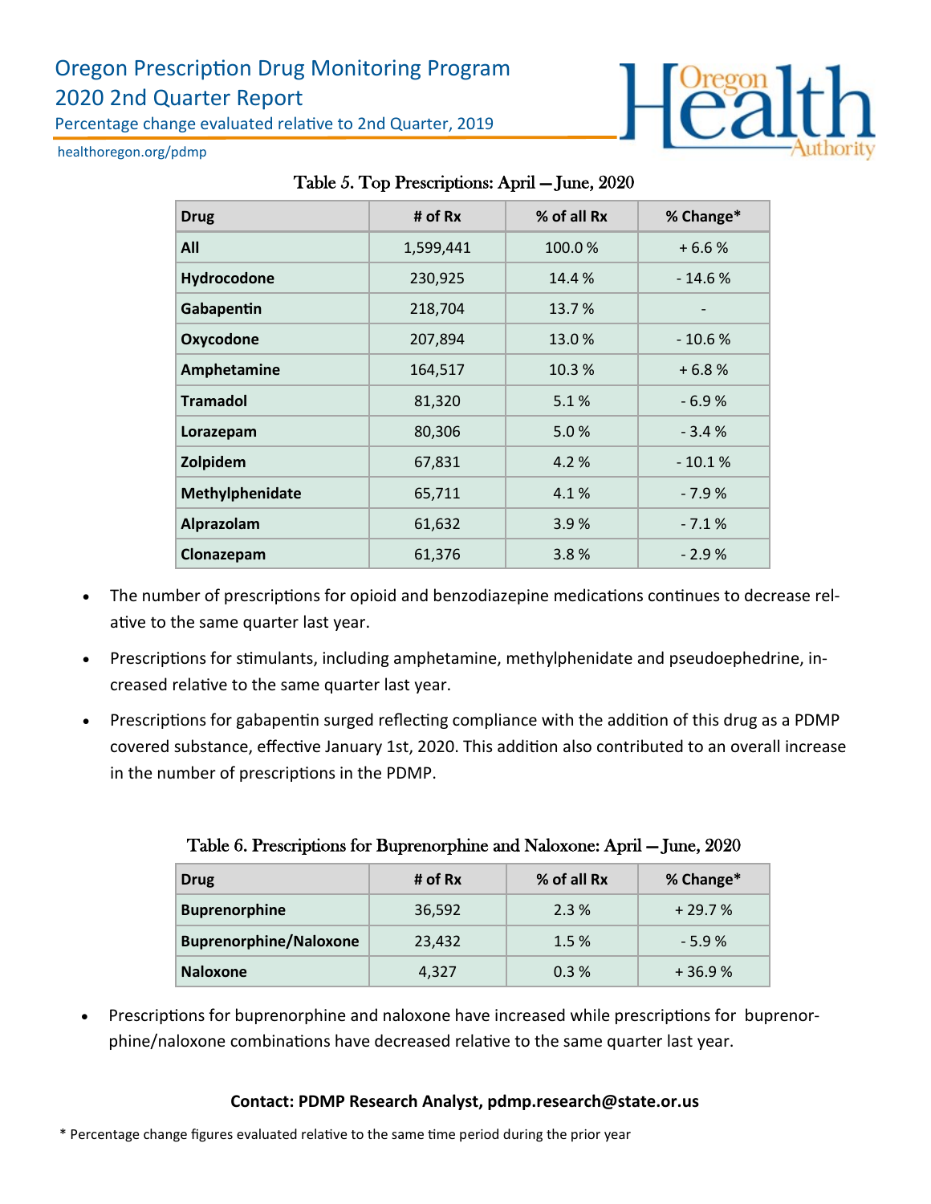# Oregon Prescription Drug Monitoring Program
## 2020 2nd Quarter Report

Percentage change evaluated relative to 2nd Quarter, 2019

healthoregon.org/pdmp

Table 5. Top Prescriptions: April — June, 2020

| Drug | # of Rx | % of all Rx | % Change* |
|---|---|---|---|
| **All** | 1,599,441 | 100.0 % | + 6.6 % |
| **Hydrocodone** | 230,925 | 14.4 % | - 14.6 % |
| **Gabapentin** | 218,704 | 13.7 % | - |
| **Oxycodone** | 207,894 | 13.0 % | - 10.6 % |
| **Amphetamine** | 164,517 | 10.3 % | + 6.8 % |
| **Tramadol** | 81,320 | 5.1 % | - 6.9 % |
| **Lorazepam** | 80,306 | 5.0 % | - 3.4 % |
| **Zolpidem** | 67,831 | 4.2 % | - 10.1 % |
| **Methylphenidate** | 65,711 | 4.1 % | - 7.9 % |
| **Alprazolam** | 61,632 | 3.9 % | - 7.1 % |
| **Clonazepam** | 61,376 | 3.8 % | - 2.9 % |

- The number of prescriptions for opioid and benzodiazepine medications continues to decrease relative to the same quarter last year.
- Prescriptions for stimulants, including amphetamine, methylphenidate and pseudoephedrine, increased relative to the same quarter last year.
- Prescriptions for gabapentin surged reflecting compliance with the addition of this drug as a PDMP covered substance, effective January 1st, 2020. This addition also contributed to an overall increase in the number of prescriptions in the PDMP.

Table 6. Prescriptions for Buprenorphine and Naloxone: April — June, 2020

| Drug | # of Rx | % of all Rx | % Change* |
|---|---|---|---|
| **Buprenorphine** | 36,592 | 2.3 % | + 29.7 % |
| **Buprenorphine/Naloxone** | 23,432 | 1.5 % | - 5.9 % |
| **Naloxone** | 4,327 | 0.3 % | + 36.9 % |

- Prescriptions for buprenorphine and naloxone have increased while prescriptions for buprenorphine/naloxone combinations have decreased relative to the same quarter last year.

**Contact: PDMP Research Analyst, pdmp.research@state.or.us**

* Percentage change figures evaluated relative to the same time period during the prior year